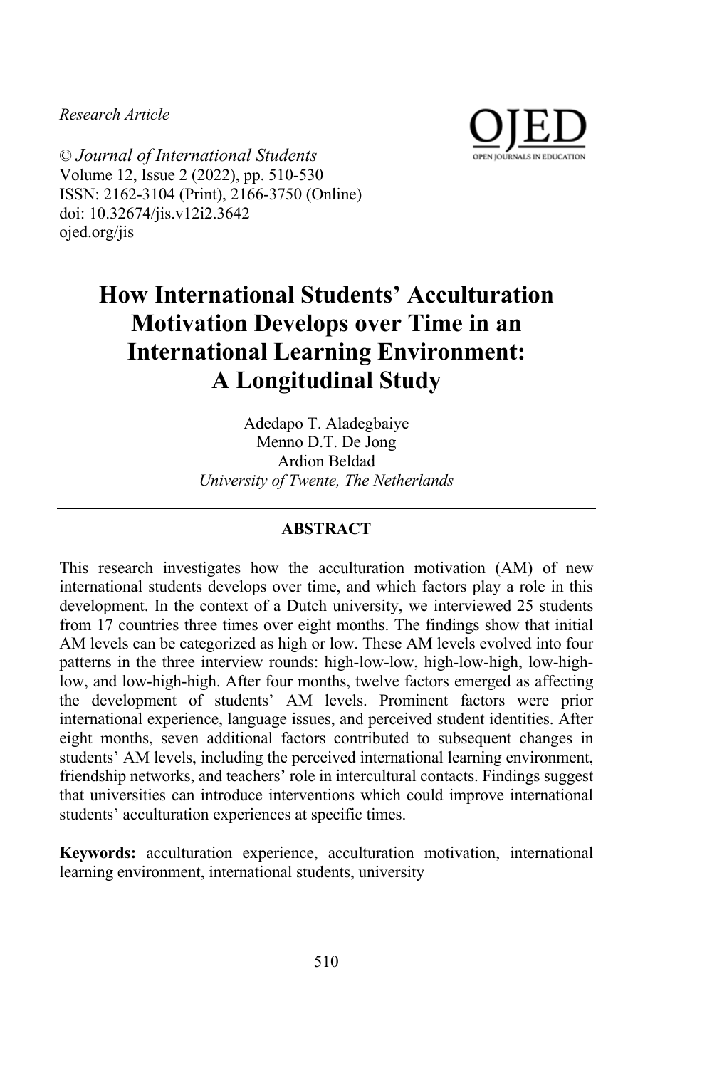*Research Article*

© *Journal of International Students*
Volume 12, Issue 2 (2022), pp. 510-530
ISSN: 2162-3104 (Print), 2166-3750 (Online)
doi: 10.32674/jis.v12i2.3642
ojed.org/jis

# How International Students' Acculturation Motivation Develops over Time in an International Learning Environment: A Longitudinal Study

Adedapo T. Aladegbaiye
Menno D.T. De Jong
Ardion Beldad
*University of Twente, The Netherlands*

## ABSTRACT

This research investigates how the acculturation motivation (AM) of new international students develops over time, and which factors play a role in this development. In the context of a Dutch university, we interviewed 25 students from 17 countries three times over eight months. The findings show that initial AM levels can be categorized as high or low. These AM levels evolved into four patterns in the three interview rounds: high-low-low, high-low-high, low-high-low, and low-high-high. After four months, twelve factors emerged as affecting the development of students' AM levels. Prominent factors were prior international experience, language issues, and perceived student identities. After eight months, seven additional factors contributed to subsequent changes in students' AM levels, including the perceived international learning environment, friendship networks, and teachers' role in intercultural contacts. Findings suggest that universities can introduce interventions which could improve international students' acculturation experiences at specific times.

**Keywords:** acculturation experience, acculturation motivation, international learning environment, international students, university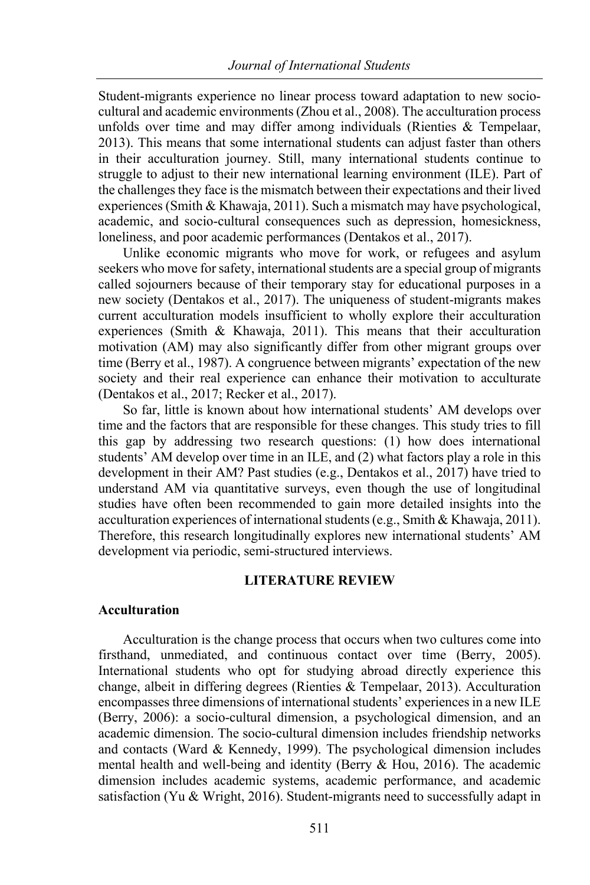Student-migrants experience no linear process toward adaptation to new socio-cultural and academic environments (Zhou et al., 2008). The acculturation process unfolds over time and may differ among individuals (Rienties & Tempelaar, 2013). This means that some international students can adjust faster than others in their acculturation journey. Still, many international students continue to struggle to adjust to their new international learning environment (ILE). Part of the challenges they face is the mismatch between their expectations and their lived experiences (Smith & Khawaja, 2011). Such a mismatch may have psychological, academic, and socio-cultural consequences such as depression, homesickness, loneliness, and poor academic performances (Dentakos et al., 2017).

Unlike economic migrants who move for work, or refugees and asylum seekers who move for safety, international students are a special group of migrants called sojourners because of their temporary stay for educational purposes in a new society (Dentakos et al., 2017). The uniqueness of student-migrants makes current acculturation models insufficient to wholly explore their acculturation experiences (Smith & Khawaja, 2011). This means that their acculturation motivation (AM) may also significantly differ from other migrant groups over time (Berry et al., 1987). A congruence between migrants' expectation of the new society and their real experience can enhance their motivation to acculturate (Dentakos et al., 2017; Recker et al., 2017).

So far, little is known about how international students' AM develops over time and the factors that are responsible for these changes. This study tries to fill this gap by addressing two research questions: (1) how does international students' AM develop over time in an ILE, and (2) what factors play a role in this development in their AM? Past studies (e.g., Dentakos et al., 2017) have tried to understand AM via quantitative surveys, even though the use of longitudinal studies have often been recommended to gain more detailed insights into the acculturation experiences of international students (e.g., Smith & Khawaja, 2011). Therefore, this research longitudinally explores new international students' AM development via periodic, semi-structured interviews.

## LITERATURE REVIEW

### Acculturation

Acculturation is the change process that occurs when two cultures come into firsthand, unmediated, and continuous contact over time (Berry, 2005). International students who opt for studying abroad directly experience this change, albeit in differing degrees (Rienties & Tempelaar, 2013). Acculturation encompasses three dimensions of international students' experiences in a new ILE (Berry, 2006): a socio-cultural dimension, a psychological dimension, and an academic dimension. The socio-cultural dimension includes friendship networks and contacts (Ward & Kennedy, 1999). The psychological dimension includes mental health and well-being and identity (Berry & Hou, 2016). The academic dimension includes academic systems, academic performance, and academic satisfaction (Yu & Wright, 2016). Student-migrants need to successfully adapt in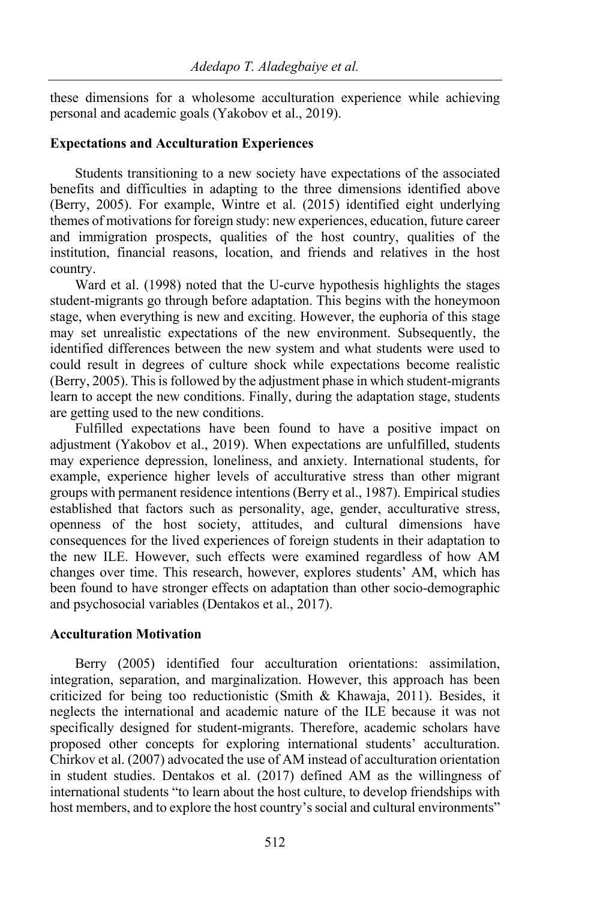these dimensions for a wholesome acculturation experience while achieving personal and academic goals (Yakobov et al., 2019).

### Expectations and Acculturation Experiences

Students transitioning to a new society have expectations of the associated benefits and difficulties in adapting to the three dimensions identified above (Berry, 2005). For example, Wintre et al. (2015) identified eight underlying themes of motivations for foreign study: new experiences, education, future career and immigration prospects, qualities of the host country, qualities of the institution, financial reasons, location, and friends and relatives in the host country.

Ward et al. (1998) noted that the U-curve hypothesis highlights the stages student-migrants go through before adaptation. This begins with the honeymoon stage, when everything is new and exciting. However, the euphoria of this stage may set unrealistic expectations of the new environment. Subsequently, the identified differences between the new system and what students were used to could result in degrees of culture shock while expectations become realistic (Berry, 2005). This is followed by the adjustment phase in which student-migrants learn to accept the new conditions. Finally, during the adaptation stage, students are getting used to the new conditions.

Fulfilled expectations have been found to have a positive impact on adjustment (Yakobov et al., 2019). When expectations are unfulfilled, students may experience depression, loneliness, and anxiety. International students, for example, experience higher levels of acculturative stress than other migrant groups with permanent residence intentions (Berry et al., 1987). Empirical studies established that factors such as personality, age, gender, acculturative stress, openness of the host society, attitudes, and cultural dimensions have consequences for the lived experiences of foreign students in their adaptation to the new ILE. However, such effects were examined regardless of how AM changes over time. This research, however, explores students' AM, which has been found to have stronger effects on adaptation than other socio-demographic and psychosocial variables (Dentakos et al., 2017).

### Acculturation Motivation

Berry (2005) identified four acculturation orientations: assimilation, integration, separation, and marginalization. However, this approach has been criticized for being too reductionistic (Smith & Khawaja, 2011). Besides, it neglects the international and academic nature of the ILE because it was not specifically designed for student-migrants. Therefore, academic scholars have proposed other concepts for exploring international students' acculturation. Chirkov et al. (2007) advocated the use of AM instead of acculturation orientation in student studies. Dentakos et al. (2017) defined AM as the willingness of international students "to learn about the host culture, to develop friendships with host members, and to explore the host country's social and cultural environments"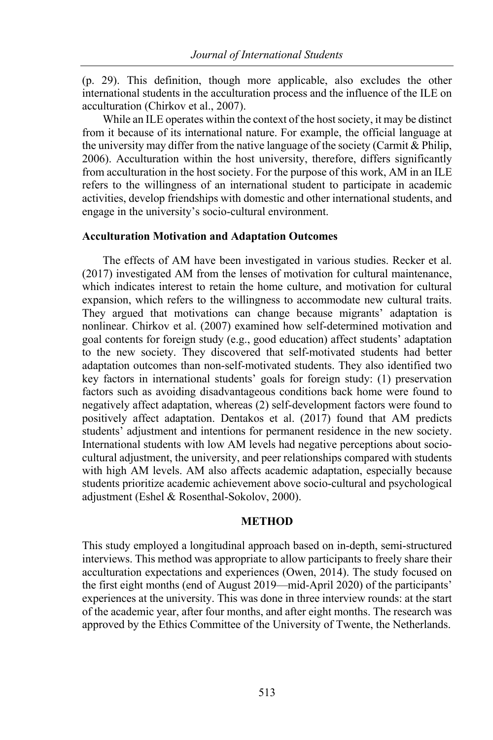(p. 29). This definition, though more applicable, also excludes the other international students in the acculturation process and the influence of the ILE on acculturation (Chirkov et al., 2007).

While an ILE operates within the context of the host society, it may be distinct from it because of its international nature. For example, the official language at the university may differ from the native language of the society (Carmit & Philip, 2006). Acculturation within the host university, therefore, differs significantly from acculturation in the host society. For the purpose of this work, AM in an ILE refers to the willingness of an international student to participate in academic activities, develop friendships with domestic and other international students, and engage in the university's socio-cultural environment.

### Acculturation Motivation and Adaptation Outcomes

The effects of AM have been investigated in various studies. Recker et al. (2017) investigated AM from the lenses of motivation for cultural maintenance, which indicates interest to retain the home culture, and motivation for cultural expansion, which refers to the willingness to accommodate new cultural traits. They argued that motivations can change because migrants' adaptation is nonlinear. Chirkov et al. (2007) examined how self-determined motivation and goal contents for foreign study (e.g., good education) affect students' adaptation to the new society. They discovered that self-motivated students had better adaptation outcomes than non-self-motivated students. They also identified two key factors in international students' goals for foreign study: (1) preservation factors such as avoiding disadvantageous conditions back home were found to negatively affect adaptation, whereas (2) self-development factors were found to positively affect adaptation. Dentakos et al. (2017) found that AM predicts students' adjustment and intentions for permanent residence in the new society. International students with low AM levels had negative perceptions about socio-cultural adjustment, the university, and peer relationships compared with students with high AM levels. AM also affects academic adaptation, especially because students prioritize academic achievement above socio-cultural and psychological adjustment (Eshel & Rosenthal-Sokolov, 2000).

## METHOD

This study employed a longitudinal approach based on in-depth, semi-structured interviews. This method was appropriate to allow participants to freely share their acculturation expectations and experiences (Owen, 2014). The study focused on the first eight months (end of August 2019—mid-April 2020) of the participants' experiences at the university. This was done in three interview rounds: at the start of the academic year, after four months, and after eight months. The research was approved by the Ethics Committee of the University of Twente, the Netherlands.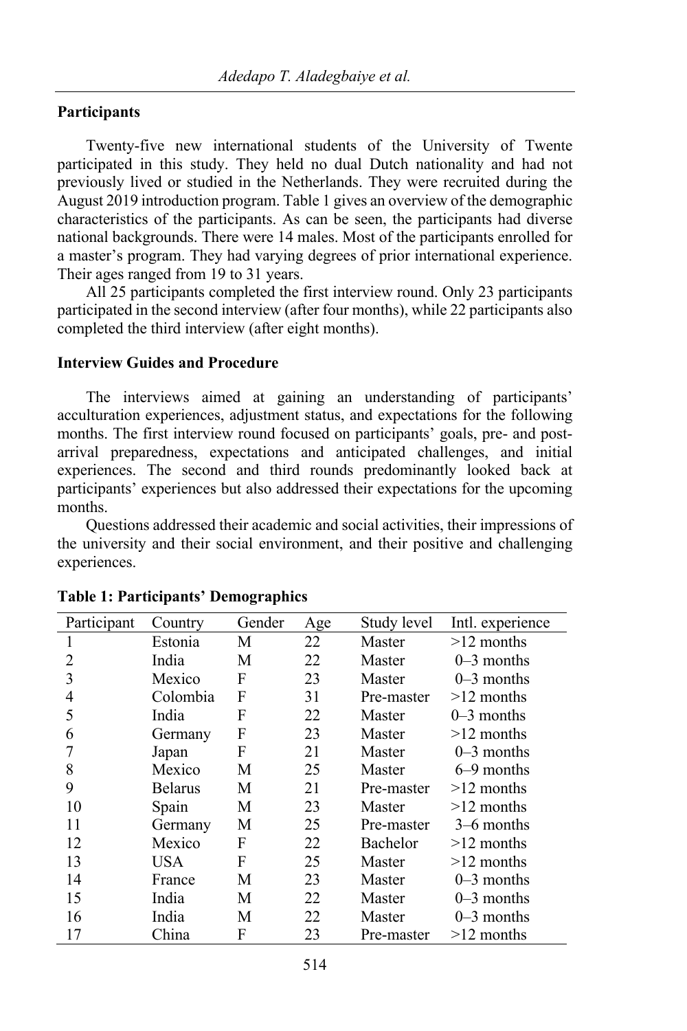### Participants

Twenty-five new international students of the University of Twente participated in this study. They held no dual Dutch nationality and had not previously lived or studied in the Netherlands. They were recruited during the August 2019 introduction program. Table 1 gives an overview of the demographic characteristics of the participants. As can be seen, the participants had diverse national backgrounds. There were 14 males. Most of the participants enrolled for a master's program. They had varying degrees of prior international experience. Their ages ranged from 19 to 31 years.

All 25 participants completed the first interview round. Only 23 participants participated in the second interview (after four months), while 22 participants also completed the third interview (after eight months).

### Interview Guides and Procedure

The interviews aimed at gaining an understanding of participants' acculturation experiences, adjustment status, and expectations for the following months. The first interview round focused on participants' goals, pre- and post-arrival preparedness, expectations and anticipated challenges, and initial experiences. The second and third rounds predominantly looked back at participants' experiences but also addressed their expectations for the upcoming months.

Questions addressed their academic and social activities, their impressions of the university and their social environment, and their positive and challenging experiences.

**Table 1: Participants' Demographics**

| Participant | Country | Gender | Age | Study level | Intl. experience |
|---|---|---|---|---|---|
| 1 | Estonia | M | 22 | Master | >12 months |
| 2 | India | M | 22 | Master | 0–3 months |
| 3 | Mexico | F | 23 | Master | 0–3 months |
| 4 | Colombia | F | 31 | Pre-master | >12 months |
| 5 | India | F | 22 | Master | 0–3 months |
| 6 | Germany | F | 23 | Master | >12 months |
| 7 | Japan | F | 21 | Master | 0–3 months |
| 8 | Mexico | M | 25 | Master | 6–9 months |
| 9 | Belarus | M | 21 | Pre-master | >12 months |
| 10 | Spain | M | 23 | Master | >12 months |
| 11 | Germany | M | 25 | Pre-master | 3–6 months |
| 12 | Mexico | F | 22 | Bachelor | >12 months |
| 13 | USA | F | 25 | Master | >12 months |
| 14 | France | M | 23 | Master | 0–3 months |
| 15 | India | M | 22 | Master | 0–3 months |
| 16 | India | M | 22 | Master | 0–3 months |
| 17 | China | F | 23 | Pre-master | >12 months |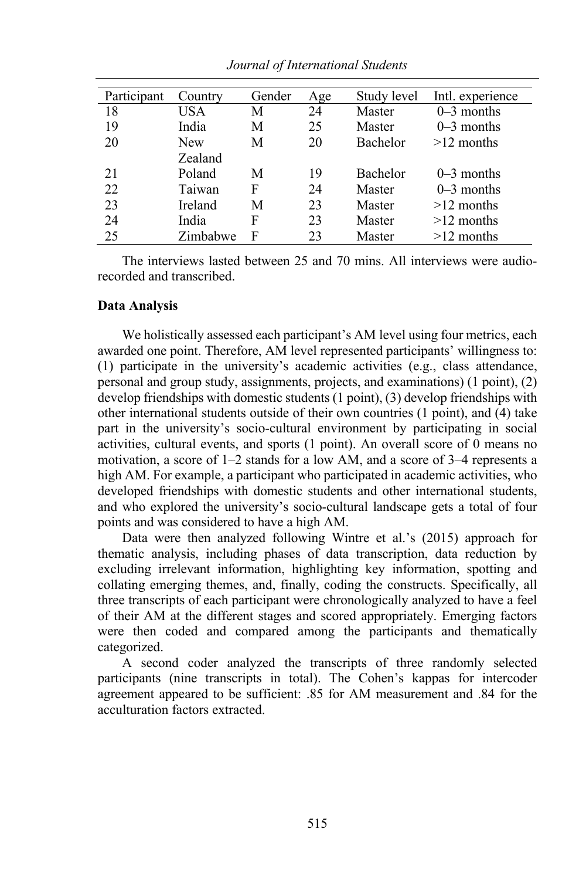| Participant | Country | Gender | Age | Study level | Intl. experience |
|---|---|---|---|---|---|
| 18 | USA | M | 24 | Master | 0–3 months |
| 19 | India | M | 25 | Master | 0–3 months |
| 20 | New Zealand | M | 20 | Bachelor | >12 months |
| 21 | Poland | M | 19 | Bachelor | 0–3 months |
| 22 | Taiwan | F | 24 | Master | 0–3 months |
| 23 | Ireland | M | 23 | Master | >12 months |
| 24 | India | F | 23 | Master | >12 months |
| 25 | Zimbabwe | F | 23 | Master | >12 months |

The interviews lasted between 25 and 70 mins. All interviews were audio-recorded and transcribed.

**Data Analysis**

We holistically assessed each participant's AM level using four metrics, each awarded one point. Therefore, AM level represented participants' willingness to: (1) participate in the university's academic activities (e.g., class attendance, personal and group study, assignments, projects, and examinations) (1 point), (2) develop friendships with domestic students (1 point), (3) develop friendships with other international students outside of their own countries (1 point), and (4) take part in the university's socio-cultural environment by participating in social activities, cultural events, and sports (1 point). An overall score of 0 means no motivation, a score of 1–2 stands for a low AM, and a score of 3–4 represents a high AM. For example, a participant who participated in academic activities, who developed friendships with domestic students and other international students, and who explored the university's socio-cultural landscape gets a total of four points and was considered to have a high AM.

Data were then analyzed following Wintre et al.'s (2015) approach for thematic analysis, including phases of data transcription, data reduction by excluding irrelevant information, highlighting key information, spotting and collating emerging themes, and, finally, coding the constructs. Specifically, all three transcripts of each participant were chronologically analyzed to have a feel of their AM at the different stages and scored appropriately. Emerging factors were then coded and compared among the participants and thematically categorized.

A second coder analyzed the transcripts of three randomly selected participants (nine transcripts in total). The Cohen's kappas for intercoder agreement appeared to be sufficient: .85 for AM measurement and .84 for the acculturation factors extracted.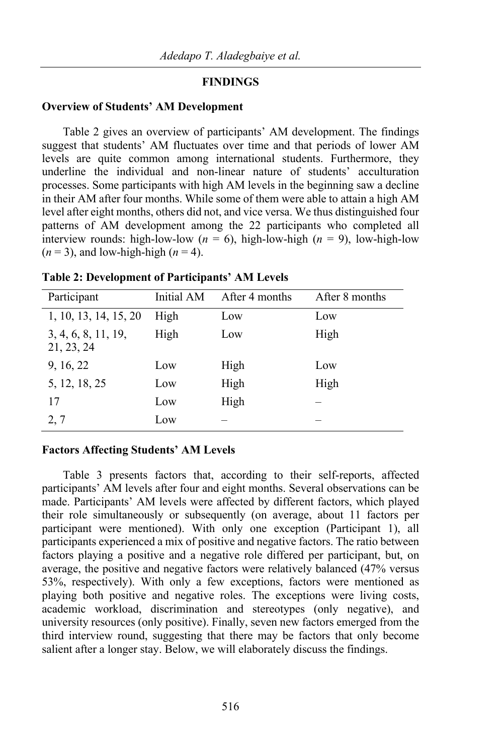## FINDINGS

### Overview of Students' AM Development

Table 2 gives an overview of participants' AM development. The findings suggest that students' AM fluctuates over time and that periods of lower AM levels are quite common among international students. Furthermore, they underline the individual and non-linear nature of students' acculturation processes. Some participants with high AM levels in the beginning saw a decline in their AM after four months. While some of them were able to attain a high AM level after eight months, others did not, and vice versa. We thus distinguished four patterns of AM development among the 22 participants who completed all interview rounds: high-low-low ($n$ = 6), high-low-high ($n$ = 9), low-high-low ($n$ = 3), and low-high-high ($n$ = 4).

**Table 2: Development of Participants' AM Levels**

| Participant | Initial AM | After 4 months | After 8 months |
|---|---|---|---|
| 1, 10, 13, 14, 15, 20 | High | Low | Low |
| 3, 4, 6, 8, 11, 19, 21, 23, 24 | High | Low | High |
| 9, 16, 22 | Low | High | Low |
| 5, 12, 18, 25 | Low | High | High |
| 17 | Low | High | – |
| 2, 7 | Low | – | – |

### Factors Affecting Students' AM Levels

Table 3 presents factors that, according to their self-reports, affected participants' AM levels after four and eight months. Several observations can be made. Participants' AM levels were affected by different factors, which played their role simultaneously or subsequently (on average, about 11 factors per participant were mentioned). With only one exception (Participant 1), all participants experienced a mix of positive and negative factors. The ratio between factors playing a positive and a negative role differed per participant, but, on average, the positive and negative factors were relatively balanced (47% versus 53%, respectively). With only a few exceptions, factors were mentioned as playing both positive and negative roles. The exceptions were living costs, academic workload, discrimination and stereotypes (only negative), and university resources (only positive). Finally, seven new factors emerged from the third interview round, suggesting that there may be factors that only become salient after a longer stay. Below, we will elaborately discuss the findings.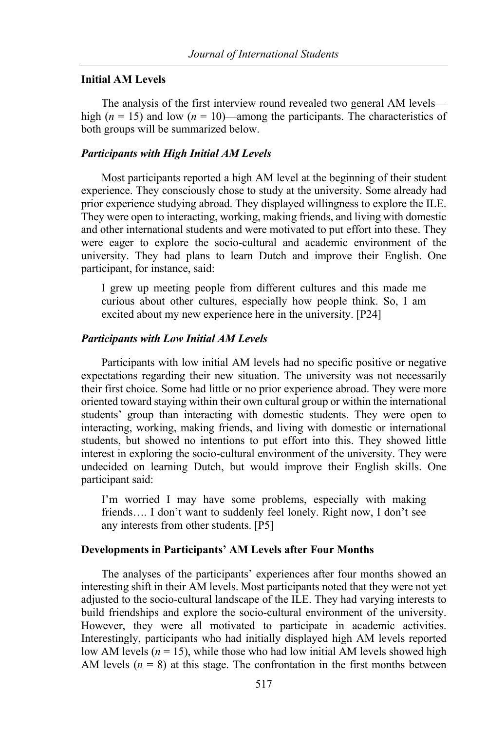### Initial AM Levels

The analysis of the first interview round revealed two general AM levels—high ($n = 15$) and low ($n = 10$)—among the participants. The characteristics of both groups will be summarized below.

#### *Participants with High Initial AM Levels*

Most participants reported a high AM level at the beginning of their student experience. They consciously chose to study at the university. Some already had prior experience studying abroad. They displayed willingness to explore the ILE. They were open to interacting, working, making friends, and living with domestic and other international students and were motivated to put effort into these. They were eager to explore the socio-cultural and academic environment of the university. They had plans to learn Dutch and improve their English. One participant, for instance, said:

> I grew up meeting people from different cultures and this made me curious about other cultures, especially how people think. So, I am excited about my new experience here in the university. [P24]

#### *Participants with Low Initial AM Levels*

Participants with low initial AM levels had no specific positive or negative expectations regarding their new situation. The university was not necessarily their first choice. Some had little or no prior experience abroad. They were more oriented toward staying within their own cultural group or within the international students' group than interacting with domestic students. They were open to interacting, working, making friends, and living with domestic or international students, but showed no intentions to put effort into this. They showed little interest in exploring the socio-cultural environment of the university. They were undecided on learning Dutch, but would improve their English skills. One participant said:

> I'm worried I may have some problems, especially with making friends…. I don't want to suddenly feel lonely. Right now, I don't see any interests from other students. [P5]

### Developments in Participants' AM Levels after Four Months

The analyses of the participants' experiences after four months showed an interesting shift in their AM levels. Most participants noted that they were not yet adjusted to the socio-cultural landscape of the ILE. They had varying interests to build friendships and explore the socio-cultural environment of the university. However, they were all motivated to participate in academic activities. Interestingly, participants who had initially displayed high AM levels reported low AM levels ($n = 15$), while those who had low initial AM levels showed high AM levels ($n = 8$) at this stage. The confrontation in the first months between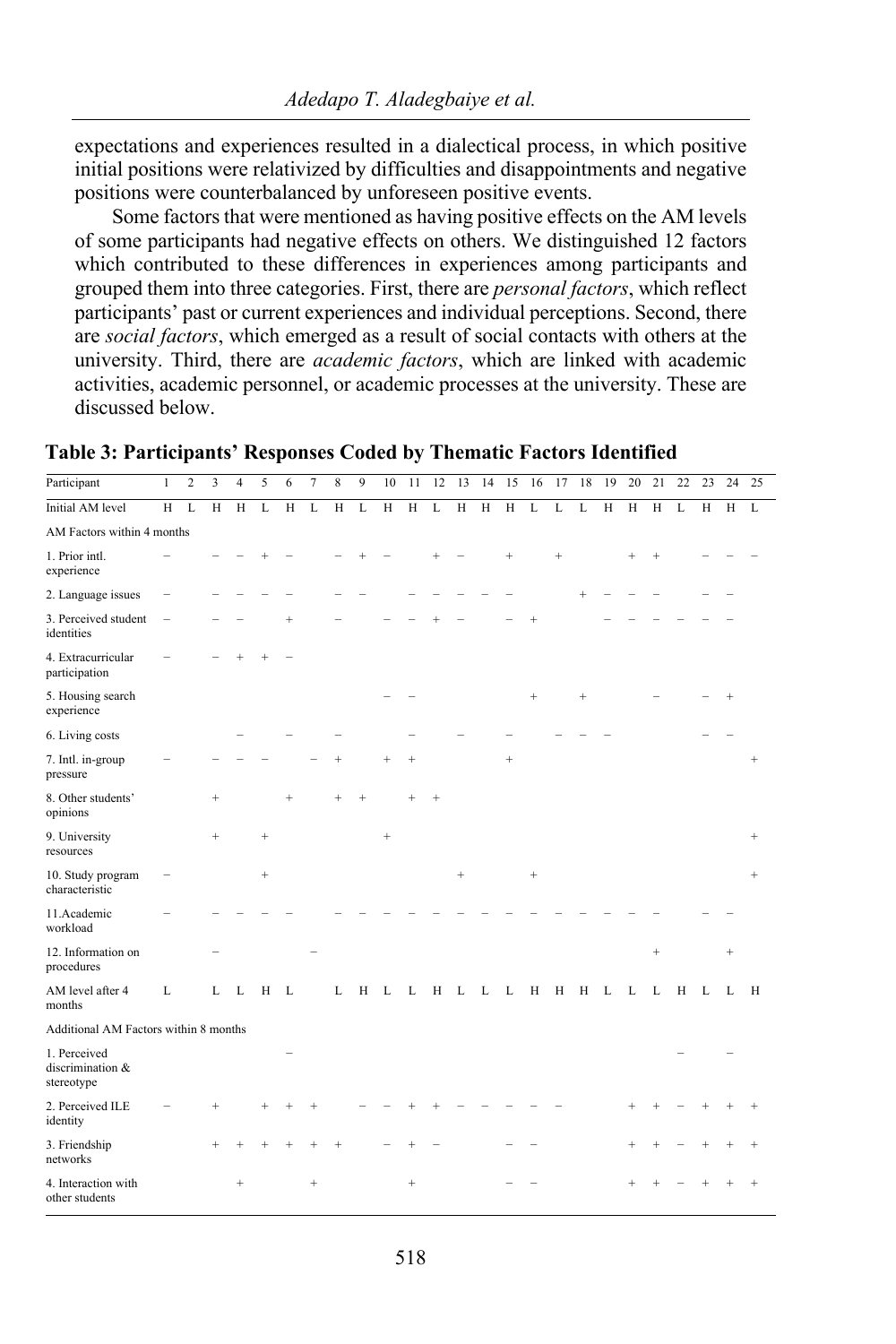expectations and experiences resulted in a dialectical process, in which positive initial positions were relativized by difficulties and disappointments and negative positions were counterbalanced by unforeseen positive events.

Some factors that were mentioned as having positive effects on the AM levels of some participants had negative effects on others. We distinguished 12 factors which contributed to these differences in experiences among participants and grouped them into three categories. First, there are *personal factors*, which reflect participants' past or current experiences and individual perceptions. Second, there are *social factors*, which emerged as a result of social contacts with others at the university. Third, there are *academic factors*, which are linked with academic activities, academic personnel, or academic processes at the university. These are discussed below.

**Table 3: Participants' Responses Coded by Thematic Factors Identified**

| Participant | 1 | 2 | 3 | 4 | 5 | 6 | 7 | 8 | 9 | 10 | 11 | 12 | 13 | 14 | 15 | 16 | 17 | 18 | 19 | 20 | 21 | 22 | 23 | 24 | 25 |
|---|---|---|---|---|---|---|---|---|---|---|---|---|---|---|---|---|---|---|---|---|---|---|---|---|---|
| Initial AM level | H | L | H | H | L | H | L | H | L | H | H | L | H | H | H | L | L | L | H | H | H | L | H | H | L |
| AM Factors within 4 months | | | | | | | | | | | | | | | | | | | | | | | | | |
| 1. Prior intl. experience | − | | − | − | + | − | | − | + | − | | + | − | | + | | + | | | + | + | | − | − | − |
| 2. Language issues | − | | − | − | − | − | | − | − | | − | − | − | − | − | | | + | − | − | − | | − | − | |
| 3. Perceived student identities | − | | − | − | | + | | − | | − | − | + | − | | − | + | | | − | − | − | − | − | − | |
| 4. Extracurricular participation | − | | − | + | + | − | | | | | | | | | | | | | | | | | | | |
| 5. Housing search experience | | | | | | | | | | − | − | | | | | + | | + | | | − | | − | + | |
| 6. Living costs | | | | − | | − | | − | | | − | | − | | − | | − | − | − | | | | − | − | |
| 7. Intl. in-group pressure | − | | − | − | − | | − | + | | + | + | | | | + | | | | | | | | | | + |
| 8. Other students' opinions | | | + | | | + | | + | + | | + | + | | | | | | | | | | | | | |
| 9. University resources | | | + | | + | | | | | + | | | | | | | | | | | | | | | + |
| 10. Study program characteristic | − | | | | + | | | | | | | | + | | | + | | | | | | | | | + |
| 11.Academic workload | − | | − | − | − | − | | − | − | − | − | − | − | − | − | − | − | − | − | − | − | | − | − | |
| 12. Information on procedures | | | − | | | | − | | | | | | | | | | | | | | + | | | + | |
| AM level after 4 months | L | | L | L | H | L | | L | H | L | L | H | L | L | L | H | H | H | L | L | L | H | L | L | H |
| Additional AM Factors within 8 months | | | | | | | | | | | | | | | | | | | | | | | | | |
| 1. Perceived discrimination & stereotype | | | | | | − | | | | | | | | | | | | | | | | − | | − | |
| 2. Perceived ILE identity | − | | + | | + | + | + | | − | − | + | + | − | − | − | − | − | | | + | + | − | + | + | + |
| 3. Friendship networks | | | + | + | + | + | + | + | | − | + | − | | | − | − | | | | + | + | − | + | + | + |
| 4. Interaction with other students | | | | + | | | + | | | | + | | | | − | − | | | | + | + | − | + | + | + |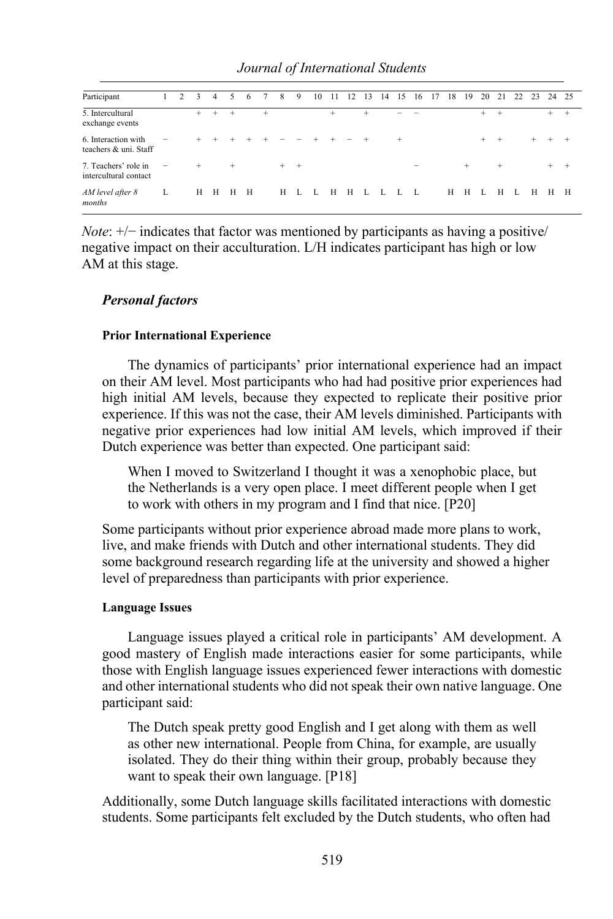| Participant | 1 | 2 | 3 | 4 | 5 | 6 | 7 | 8 | 9 | 10 | 11 | 12 | 13 | 14 | 15 | 16 | 17 | 18 | 19 | 20 | 21 | 22 | 23 | 24 | 25 |
|---|---|---|---|---|---|---|---|---|---|---|---|---|---|---|---|---|---|---|---|---|---|---|---|---|---|
| 5. Intercultural exchange events | | | + | + | + | | + | | | | + | | + | | − | − | | | | + | + | | | + | + |
| 6. Interaction with teachers & uni. Staff | − | | + | + | + | + | + | − | − | + | + | − | + | | + | | | | | + | + | | + | + | + |
| 7. Teachers' role in intercultural contact | − | | + | | + | | | + | + | | | | | | | − | | | + | | + | | | + | + |
| *AM level after 8 months* | L | | H | H | H | H | | H | L | L | H | H | L | L | L | L | | H | H | L | H | L | H | H | H |

*Note*: +/− indicates that factor was mentioned by participants as having a positive/negative impact on their acculturation. L/H indicates participant has high or low AM at this stage.

### *Personal factors*

#### Prior International Experience

The dynamics of participants' prior international experience had an impact on their AM level. Most participants who had had positive prior experiences had high initial AM levels, because they expected to replicate their positive prior experience. If this was not the case, their AM levels diminished. Participants with negative prior experiences had low initial AM levels, which improved if their Dutch experience was better than expected. One participant said:

> When I moved to Switzerland I thought it was a xenophobic place, but the Netherlands is a very open place. I meet different people when I get to work with others in my program and I find that nice. [P20]

Some participants without prior experience abroad made more plans to work, live, and make friends with Dutch and other international students. They did some background research regarding life at the university and showed a higher level of preparedness than participants with prior experience.

#### Language Issues

Language issues played a critical role in participants' AM development. A good mastery of English made interactions easier for some participants, while those with English language issues experienced fewer interactions with domestic and other international students who did not speak their own native language. One participant said:

> The Dutch speak pretty good English and I get along with them as well as other new international. People from China, for example, are usually isolated. They do their thing within their group, probably because they want to speak their own language. [P18]

Additionally, some Dutch language skills facilitated interactions with domestic students. Some participants felt excluded by the Dutch students, who often had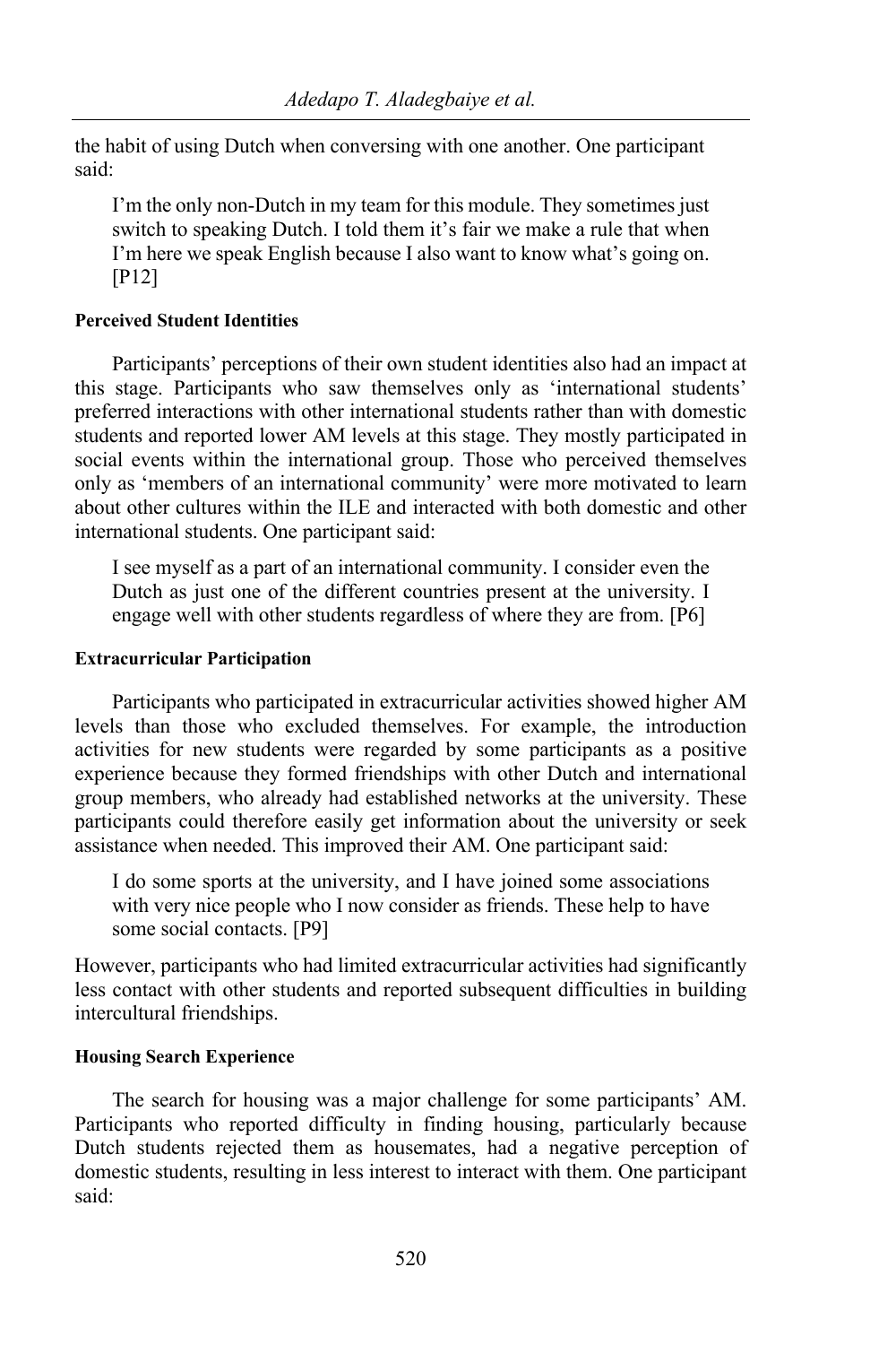the habit of using Dutch when conversing with one another. One participant said:

> I'm the only non-Dutch in my team for this module. They sometimes just switch to speaking Dutch. I told them it's fair we make a rule that when I'm here we speak English because I also want to know what's going on. [P12]

#### Perceived Student Identities

Participants' perceptions of their own student identities also had an impact at this stage. Participants who saw themselves only as 'international students' preferred interactions with other international students rather than with domestic students and reported lower AM levels at this stage. They mostly participated in social events within the international group. Those who perceived themselves only as 'members of an international community' were more motivated to learn about other cultures within the ILE and interacted with both domestic and other international students. One participant said:

> I see myself as a part of an international community. I consider even the Dutch as just one of the different countries present at the university. I engage well with other students regardless of where they are from. [P6]

#### Extracurricular Participation

Participants who participated in extracurricular activities showed higher AM levels than those who excluded themselves. For example, the introduction activities for new students were regarded by some participants as a positive experience because they formed friendships with other Dutch and international group members, who already had established networks at the university. These participants could therefore easily get information about the university or seek assistance when needed. This improved their AM. One participant said:

> I do some sports at the university, and I have joined some associations with very nice people who I now consider as friends. These help to have some social contacts. [P9]

However, participants who had limited extracurricular activities had significantly less contact with other students and reported subsequent difficulties in building intercultural friendships.

#### Housing Search Experience

The search for housing was a major challenge for some participants' AM. Participants who reported difficulty in finding housing, particularly because Dutch students rejected them as housemates, had a negative perception of domestic students, resulting in less interest to interact with them. One participant said: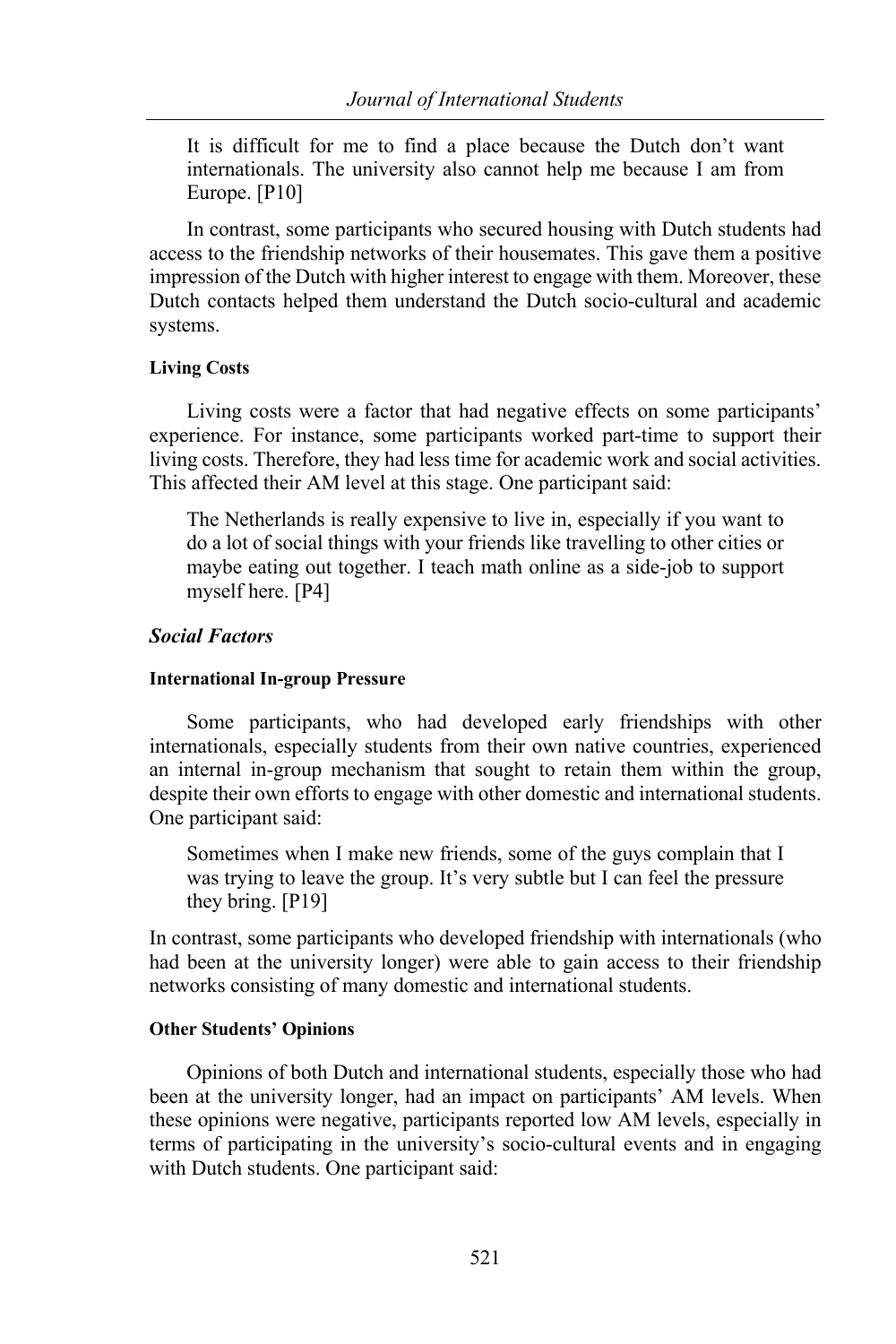> It is difficult for me to find a place because the Dutch don't want internationals. The university also cannot help me because I am from Europe. [P10]

In contrast, some participants who secured housing with Dutch students had access to the friendship networks of their housemates. This gave them a positive impression of the Dutch with higher interest to engage with them. Moreover, these Dutch contacts helped them understand the Dutch socio-cultural and academic systems.

#### Living Costs

Living costs were a factor that had negative effects on some participants' experience. For instance, some participants worked part-time to support their living costs. Therefore, they had less time for academic work and social activities. This affected their AM level at this stage. One participant said:

> The Netherlands is really expensive to live in, especially if you want to do a lot of social things with your friends like travelling to other cities or maybe eating out together. I teach math online as a side-job to support myself here. [P4]

### *Social Factors*

#### International In-group Pressure

Some participants, who had developed early friendships with other internationals, especially students from their own native countries, experienced an internal in-group mechanism that sought to retain them within the group, despite their own efforts to engage with other domestic and international students. One participant said:

> Sometimes when I make new friends, some of the guys complain that I was trying to leave the group. It's very subtle but I can feel the pressure they bring. [P19]

In contrast, some participants who developed friendship with internationals (who had been at the university longer) were able to gain access to their friendship networks consisting of many domestic and international students.

#### Other Students' Opinions

Opinions of both Dutch and international students, especially those who had been at the university longer, had an impact on participants' AM levels. When these opinions were negative, participants reported low AM levels, especially in terms of participating in the university's socio-cultural events and in engaging with Dutch students. One participant said: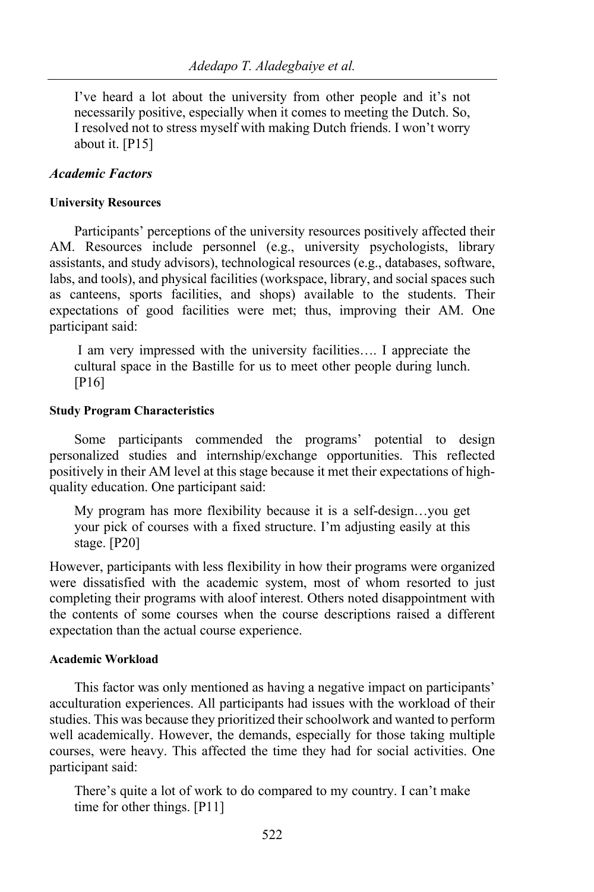> I've heard a lot about the university from other people and it's not necessarily positive, especially when it comes to meeting the Dutch. So, I resolved not to stress myself with making Dutch friends. I won't worry about it. [P15]

### *Academic Factors*

#### University Resources

Participants' perceptions of the university resources positively affected their AM. Resources include personnel (e.g., university psychologists, library assistants, and study advisors), technological resources (e.g., databases, software, labs, and tools), and physical facilities (workspace, library, and social spaces such as canteens, sports facilities, and shops) available to the students. Their expectations of good facilities were met; thus, improving their AM. One participant said:

> I am very impressed with the university facilities…. I appreciate the cultural space in the Bastille for us to meet other people during lunch. [P16]

#### Study Program Characteristics

Some participants commended the programs' potential to design personalized studies and internship/exchange opportunities. This reflected positively in their AM level at this stage because it met their expectations of high-quality education. One participant said:

> My program has more flexibility because it is a self-design…you get your pick of courses with a fixed structure. I'm adjusting easily at this stage. [P20]

However, participants with less flexibility in how their programs were organized were dissatisfied with the academic system, most of whom resorted to just completing their programs with aloof interest. Others noted disappointment with the contents of some courses when the course descriptions raised a different expectation than the actual course experience.

#### Academic Workload

This factor was only mentioned as having a negative impact on participants' acculturation experiences. All participants had issues with the workload of their studies. This was because they prioritized their schoolwork and wanted to perform well academically. However, the demands, especially for those taking multiple courses, were heavy. This affected the time they had for social activities. One participant said:

> There's quite a lot of work to do compared to my country. I can't make time for other things. [P11]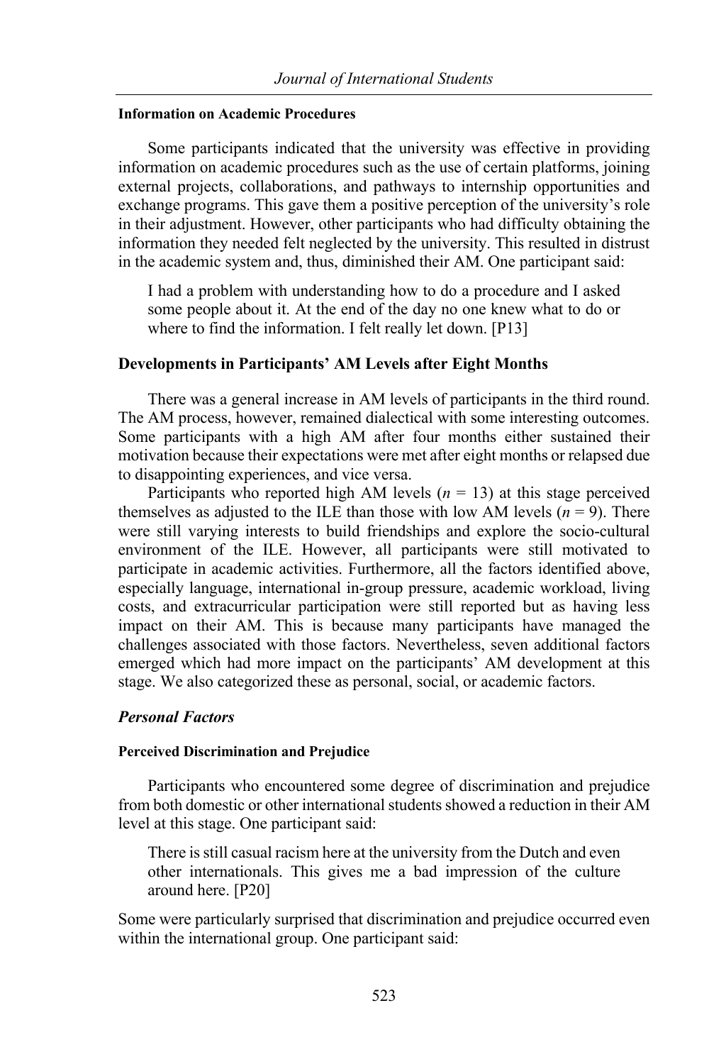#### Information on Academic Procedures

Some participants indicated that the university was effective in providing information on academic procedures such as the use of certain platforms, joining external projects, collaborations, and pathways to internship opportunities and exchange programs. This gave them a positive perception of the university's role in their adjustment. However, other participants who had difficulty obtaining the information they needed felt neglected by the university. This resulted in distrust in the academic system and, thus, diminished their AM. One participant said:

> I had a problem with understanding how to do a procedure and I asked some people about it. At the end of the day no one knew what to do or where to find the information. I felt really let down. [P13]

### Developments in Participants' AM Levels after Eight Months

There was a general increase in AM levels of participants in the third round. The AM process, however, remained dialectical with some interesting outcomes. Some participants with a high AM after four months either sustained their motivation because their expectations were met after eight months or relapsed due to disappointing experiences, and vice versa.

Participants who reported high AM levels ($n = 13$) at this stage perceived themselves as adjusted to the ILE than those with low AM levels ($n = 9$). There were still varying interests to build friendships and explore the socio-cultural environment of the ILE. However, all participants were still motivated to participate in academic activities. Furthermore, all the factors identified above, especially language, international in-group pressure, academic workload, living costs, and extracurricular participation were still reported but as having less impact on their AM. This is because many participants have managed the challenges associated with those factors. Nevertheless, seven additional factors emerged which had more impact on the participants' AM development at this stage. We also categorized these as personal, social, or academic factors.

### *Personal Factors*

#### Perceived Discrimination and Prejudice

Participants who encountered some degree of discrimination and prejudice from both domestic or other international students showed a reduction in their AM level at this stage. One participant said:

> There is still casual racism here at the university from the Dutch and even other internationals. This gives me a bad impression of the culture around here. [P20]

Some were particularly surprised that discrimination and prejudice occurred even within the international group. One participant said: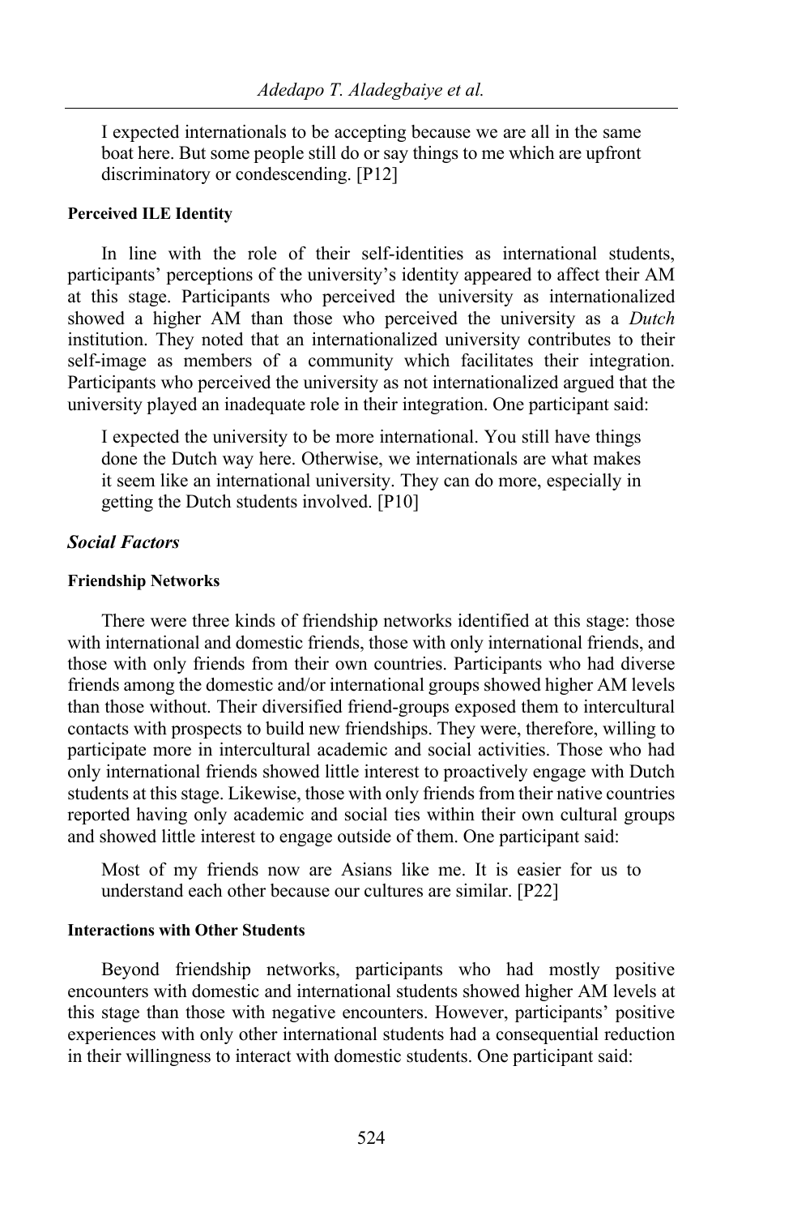I expected internationals to be accepting because we are all in the same boat here. But some people still do or say things to me which are upfront discriminatory or condescending. [P12]

#### Perceived ILE Identity

In line with the role of their self-identities as international students, participants' perceptions of the university's identity appeared to affect their AM at this stage. Participants who perceived the university as internationalized showed a higher AM than those who perceived the university as a *Dutch* institution. They noted that an internationalized university contributes to their self-image as members of a community which facilitates their integration. Participants who perceived the university as not internationalized argued that the university played an inadequate role in their integration. One participant said:

> I expected the university to be more international. You still have things done the Dutch way here. Otherwise, we internationals are what makes it seem like an international university. They can do more, especially in getting the Dutch students involved. [P10]

### *Social Factors*

#### Friendship Networks

There were three kinds of friendship networks identified at this stage: those with international and domestic friends, those with only international friends, and those with only friends from their own countries. Participants who had diverse friends among the domestic and/or international groups showed higher AM levels than those without. Their diversified friend-groups exposed them to intercultural contacts with prospects to build new friendships. They were, therefore, willing to participate more in intercultural academic and social activities. Those who had only international friends showed little interest to proactively engage with Dutch students at this stage. Likewise, those with only friends from their native countries reported having only academic and social ties within their own cultural groups and showed little interest to engage outside of them. One participant said:

> Most of my friends now are Asians like me. It is easier for us to understand each other because our cultures are similar. [P22]

#### Interactions with Other Students

Beyond friendship networks, participants who had mostly positive encounters with domestic and international students showed higher AM levels at this stage than those with negative encounters. However, participants' positive experiences with only other international students had a consequential reduction in their willingness to interact with domestic students. One participant said: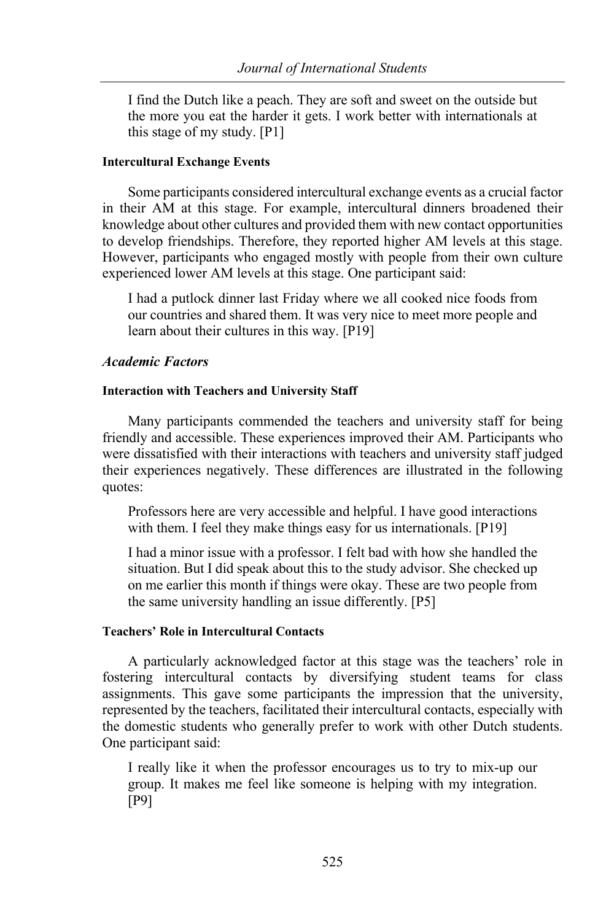> I find the Dutch like a peach. They are soft and sweet on the outside but the more you eat the harder it gets. I work better with internationals at this stage of my study. [P1]

#### Intercultural Exchange Events

Some participants considered intercultural exchange events as a crucial factor in their AM at this stage. For example, intercultural dinners broadened their knowledge about other cultures and provided them with new contact opportunities to develop friendships. Therefore, they reported higher AM levels at this stage. However, participants who engaged mostly with people from their own culture experienced lower AM levels at this stage. One participant said:

> I had a putlock dinner last Friday where we all cooked nice foods from our countries and shared them. It was very nice to meet more people and learn about their cultures in this way. [P19]

### *Academic Factors*

#### Interaction with Teachers and University Staff

Many participants commended the teachers and university staff for being friendly and accessible. These experiences improved their AM. Participants who were dissatisfied with their interactions with teachers and university staff judged their experiences negatively. These differences are illustrated in the following quotes:

> Professors here are very accessible and helpful. I have good interactions with them. I feel they make things easy for us internationals. [P19]

> I had a minor issue with a professor. I felt bad with how she handled the situation. But I did speak about this to the study advisor. She checked up on me earlier this month if things were okay. These are two people from the same university handling an issue differently. [P5]

#### Teachers' Role in Intercultural Contacts

A particularly acknowledged factor at this stage was the teachers' role in fostering intercultural contacts by diversifying student teams for class assignments. This gave some participants the impression that the university, represented by the teachers, facilitated their intercultural contacts, especially with the domestic students who generally prefer to work with other Dutch students. One participant said:

> I really like it when the professor encourages us to try to mix-up our group. It makes me feel like someone is helping with my integration. [P9]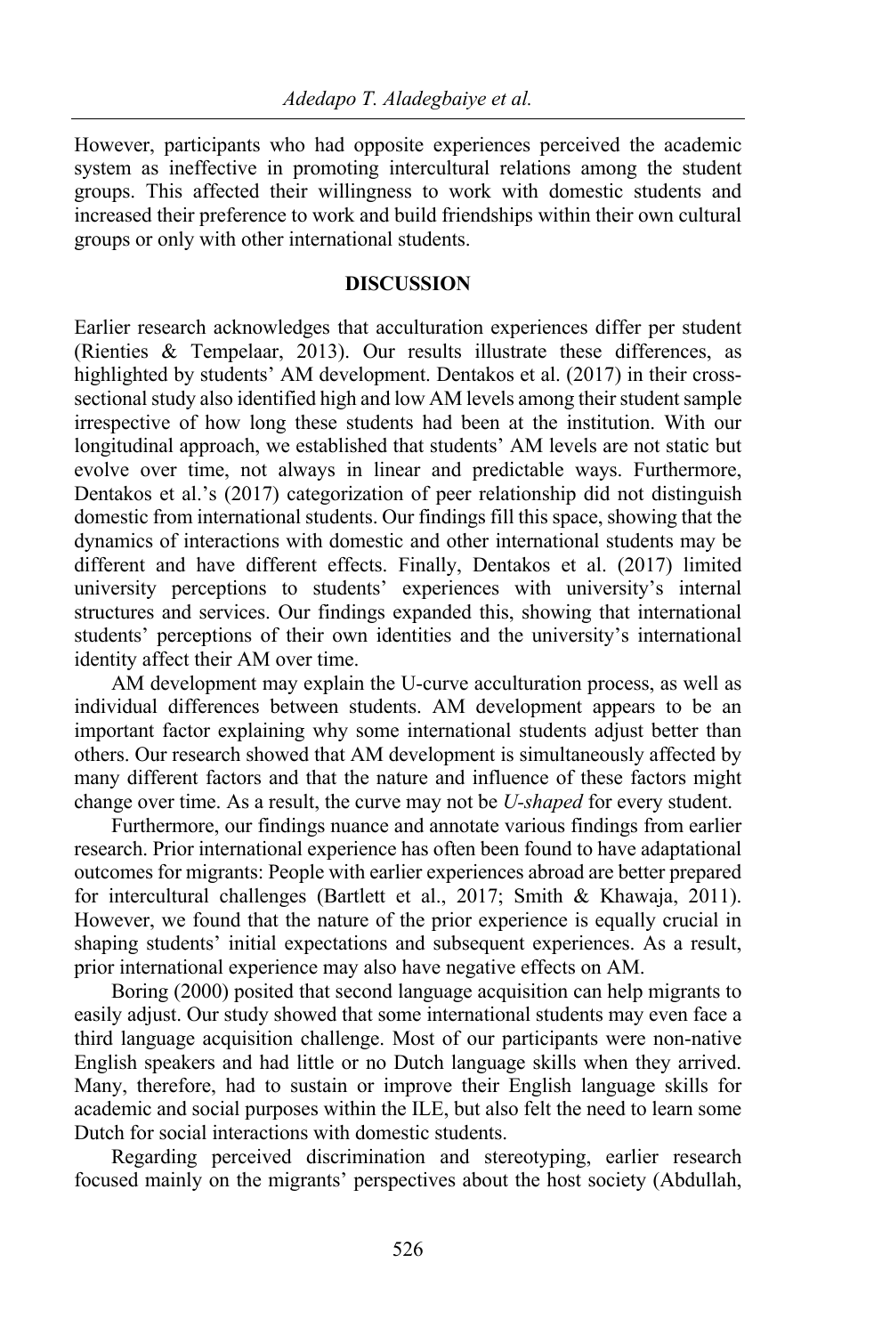However, participants who had opposite experiences perceived the academic system as ineffective in promoting intercultural relations among the student groups. This affected their willingness to work with domestic students and increased their preference to work and build friendships within their own cultural groups or only with other international students.

## DISCUSSION

Earlier research acknowledges that acculturation experiences differ per student (Rienties & Tempelaar, 2013). Our results illustrate these differences, as highlighted by students' AM development. Dentakos et al. (2017) in their cross-sectional study also identified high and low AM levels among their student sample irrespective of how long these students had been at the institution. With our longitudinal approach, we established that students' AM levels are not static but evolve over time, not always in linear and predictable ways. Furthermore, Dentakos et al.'s (2017) categorization of peer relationship did not distinguish domestic from international students. Our findings fill this space, showing that the dynamics of interactions with domestic and other international students may be different and have different effects. Finally, Dentakos et al. (2017) limited university perceptions to students' experiences with university's internal structures and services. Our findings expanded this, showing that international students' perceptions of their own identities and the university's international identity affect their AM over time.

AM development may explain the U-curve acculturation process, as well as individual differences between students. AM development appears to be an important factor explaining why some international students adjust better than others. Our research showed that AM development is simultaneously affected by many different factors and that the nature and influence of these factors might change over time. As a result, the curve may not be *U-shaped* for every student.

Furthermore, our findings nuance and annotate various findings from earlier research. Prior international experience has often been found to have adaptational outcomes for migrants: People with earlier experiences abroad are better prepared for intercultural challenges (Bartlett et al., 2017; Smith & Khawaja, 2011). However, we found that the nature of the prior experience is equally crucial in shaping students' initial expectations and subsequent experiences. As a result, prior international experience may also have negative effects on AM.

Boring (2000) posited that second language acquisition can help migrants to easily adjust. Our study showed that some international students may even face a third language acquisition challenge. Most of our participants were non-native English speakers and had little or no Dutch language skills when they arrived. Many, therefore, had to sustain or improve their English language skills for academic and social purposes within the ILE, but also felt the need to learn some Dutch for social interactions with domestic students.

Regarding perceived discrimination and stereotyping, earlier research focused mainly on the migrants' perspectives about the host society (Abdullah,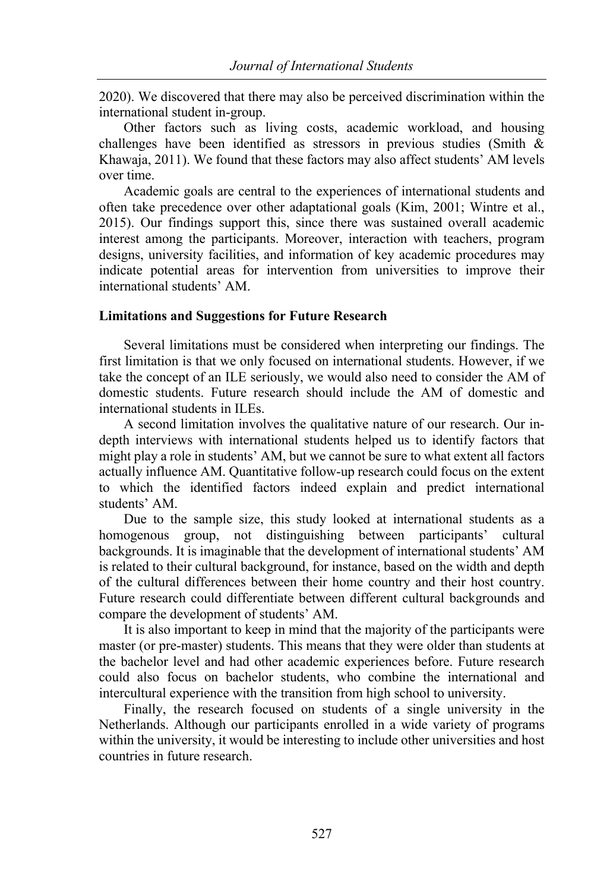2020). We discovered that there may also be perceived discrimination within the international student in-group.

Other factors such as living costs, academic workload, and housing challenges have been identified as stressors in previous studies (Smith & Khawaja, 2011). We found that these factors may also affect students' AM levels over time.

Academic goals are central to the experiences of international students and often take precedence over other adaptational goals (Kim, 2001; Wintre et al., 2015). Our findings support this, since there was sustained overall academic interest among the participants. Moreover, interaction with teachers, program designs, university facilities, and information of key academic procedures may indicate potential areas for intervention from universities to improve their international students' AM.

### Limitations and Suggestions for Future Research

Several limitations must be considered when interpreting our findings. The first limitation is that we only focused on international students. However, if we take the concept of an ILE seriously, we would also need to consider the AM of domestic students. Future research should include the AM of domestic and international students in ILEs.

A second limitation involves the qualitative nature of our research. Our in-depth interviews with international students helped us to identify factors that might play a role in students' AM, but we cannot be sure to what extent all factors actually influence AM. Quantitative follow-up research could focus on the extent to which the identified factors indeed explain and predict international students' AM.

Due to the sample size, this study looked at international students as a homogenous group, not distinguishing between participants' cultural backgrounds. It is imaginable that the development of international students' AM is related to their cultural background, for instance, based on the width and depth of the cultural differences between their home country and their host country. Future research could differentiate between different cultural backgrounds and compare the development of students' AM.

It is also important to keep in mind that the majority of the participants were master (or pre-master) students. This means that they were older than students at the bachelor level and had other academic experiences before. Future research could also focus on bachelor students, who combine the international and intercultural experience with the transition from high school to university.

Finally, the research focused on students of a single university in the Netherlands. Although our participants enrolled in a wide variety of programs within the university, it would be interesting to include other universities and host countries in future research.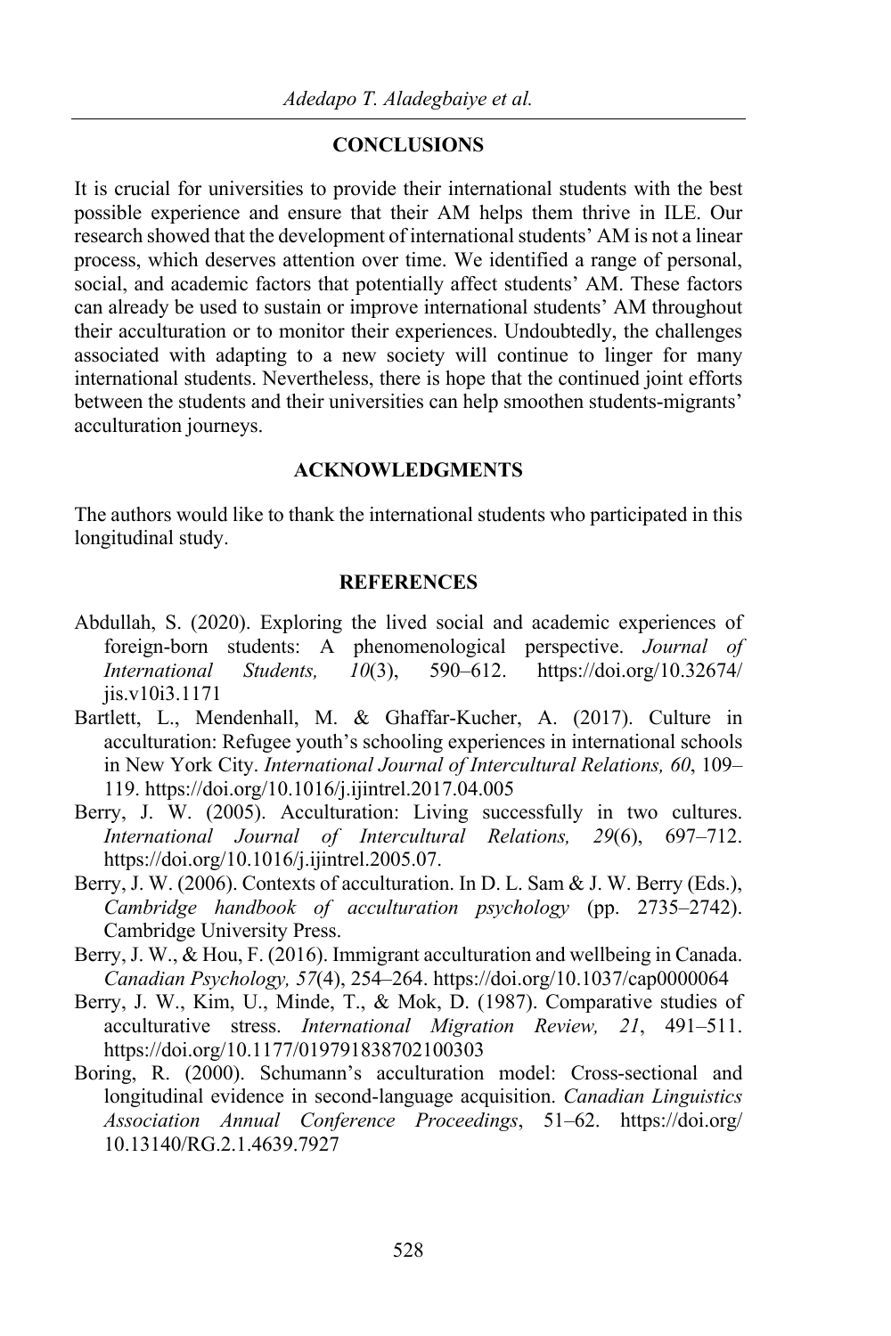## CONCLUSIONS

It is crucial for universities to provide their international students with the best possible experience and ensure that their AM helps them thrive in ILE. Our research showed that the development of international students' AM is not a linear process, which deserves attention over time. We identified a range of personal, social, and academic factors that potentially affect students' AM. These factors can already be used to sustain or improve international students' AM throughout their acculturation or to monitor their experiences. Undoubtedly, the challenges associated with adapting to a new society will continue to linger for many international students. Nevertheless, there is hope that the continued joint efforts between the students and their universities can help smoothen students-migrants' acculturation journeys.

## ACKNOWLEDGMENTS

The authors would like to thank the international students who participated in this longitudinal study.

## REFERENCES

Abdullah, S. (2020). Exploring the lived social and academic experiences of foreign-born students: A phenomenological perspective. *Journal of International Students, 10*(3), 590–612. https://doi.org/10.32674/jis.v10i3.1171

Bartlett, L., Mendenhall, M. & Ghaffar-Kucher, A. (2017). Culture in acculturation: Refugee youth's schooling experiences in international schools in New York City. *International Journal of Intercultural Relations, 60*, 109–119. https://doi.org/10.1016/j.ijintrel.2017.04.005

Berry, J. W. (2005). Acculturation: Living successfully in two cultures. *International Journal of Intercultural Relations, 29*(6), 697–712. https://doi.org/10.1016/j.ijintrel.2005.07.

Berry, J. W. (2006). Contexts of acculturation. In D. L. Sam & J. W. Berry (Eds.), *Cambridge handbook of acculturation psychology* (pp. 2735–2742). Cambridge University Press.

Berry, J. W., & Hou, F. (2016). Immigrant acculturation and wellbeing in Canada. *Canadian Psychology, 57*(4), 254–264. https://doi.org/10.1037/cap0000064

Berry, J. W., Kim, U., Minde, T., & Mok, D. (1987). Comparative studies of acculturative stress. *International Migration Review, 21*, 491–511. https://doi.org/10.1177/019791838702100303

Boring, R. (2000). Schumann's acculturation model: Cross-sectional and longitudinal evidence in second-language acquisition. *Canadian Linguistics Association Annual Conference Proceedings*, 51–62. https://doi.org/10.13140/RG.2.1.4639.7927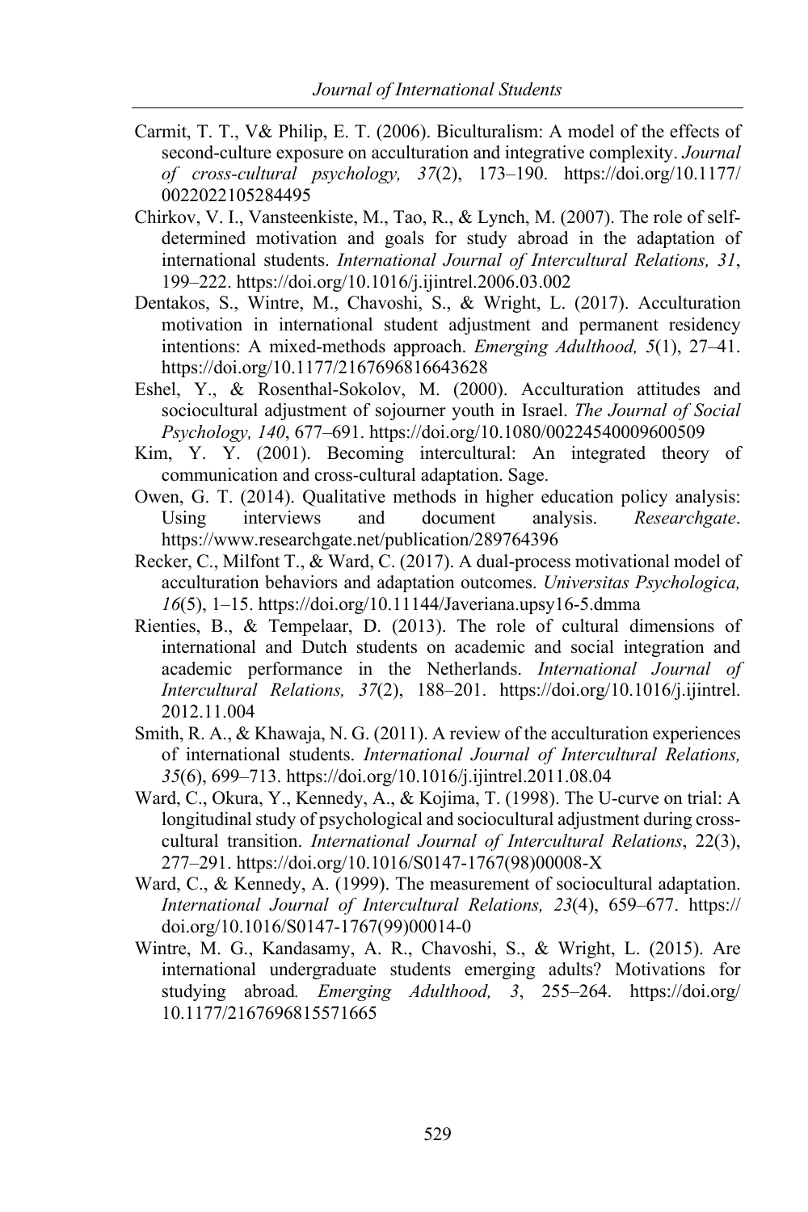Carmit, T. T., V& Philip, E. T. (2006). Biculturalism: A model of the effects of second-culture exposure on acculturation and integrative complexity. *Journal of cross-cultural psychology, 37*(2), 173–190. https://doi.org/10.1177/0022022105284495

Chirkov, V. I., Vansteenkiste, M., Tao, R., & Lynch, M. (2007). The role of self-determined motivation and goals for study abroad in the adaptation of international students. *International Journal of Intercultural Relations, 31*, 199–222. https://doi.org/10.1016/j.ijintrel.2006.03.002

Dentakos, S., Wintre, M., Chavoshi, S., & Wright, L. (2017). Acculturation motivation in international student adjustment and permanent residency intentions: A mixed-methods approach. *Emerging Adulthood, 5*(1), 27–41. https://doi.org/10.1177/2167696816643628

Eshel, Y., & Rosenthal-Sokolov, M. (2000). Acculturation attitudes and sociocultural adjustment of sojourner youth in Israel. *The Journal of Social Psychology, 140*, 677–691. https://doi.org/10.1080/00224540009600509

Kim, Y. Y. (2001). Becoming intercultural: An integrated theory of communication and cross-cultural adaptation. Sage.

Owen, G. T. (2014). Qualitative methods in higher education policy analysis: Using interviews and document analysis. *Researchgate*. https://www.researchgate.net/publication/289764396

Recker, C., Milfont T., & Ward, C. (2017). A dual-process motivational model of acculturation behaviors and adaptation outcomes. *Universitas Psychologica, 16*(5), 1–15. https://doi.org/10.11144/Javeriana.upsy16-5.dmma

Rienties, B., & Tempelaar, D. (2013). The role of cultural dimensions of international and Dutch students on academic and social integration and academic performance in the Netherlands. *International Journal of Intercultural Relations, 37*(2), 188–201. https://doi.org/10.1016/j.ijintrel.2012.11.004

Smith, R. A., & Khawaja, N. G. (2011). A review of the acculturation experiences of international students. *International Journal of Intercultural Relations, 35*(6), 699–713. https://doi.org/10.1016/j.ijintrel.2011.08.04

Ward, C., Okura, Y., Kennedy, A., & Kojima, T. (1998). The U-curve on trial: A longitudinal study of psychological and sociocultural adjustment during cross-cultural transition. *International Journal of Intercultural Relations*, 22(3), 277–291. https://doi.org/10.1016/S0147-1767(98)00008-X

Ward, C., & Kennedy, A. (1999). The measurement of sociocultural adaptation. *International Journal of Intercultural Relations, 23*(4), 659–677. https://doi.org/10.1016/S0147-1767(99)00014-0

Wintre, M. G., Kandasamy, A. R., Chavoshi, S., & Wright, L. (2015). Are international undergraduate students emerging adults? Motivations for studying abroad*. Emerging Adulthood, 3*, 255–264. https://doi.org/10.1177/2167696815571665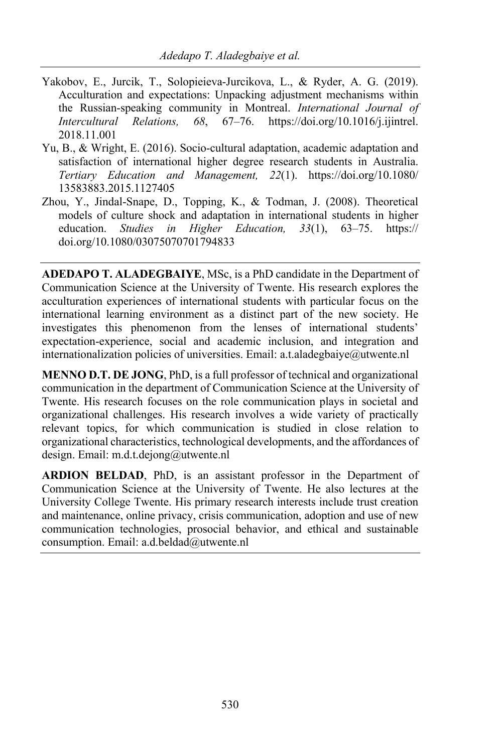Yakobov, E., Jurcik, T., Solopieieva-Jurcikova, L., & Ryder, A. G. (2019). Acculturation and expectations: Unpacking adjustment mechanisms within the Russian-speaking community in Montreal. *International Journal of Intercultural Relations, 68*, 67–76. https://doi.org/10.1016/j.ijintrel.2018.11.001

Yu, B., & Wright, E. (2016). Socio-cultural adaptation, academic adaptation and satisfaction of international higher degree research students in Australia. *Tertiary Education and Management, 22*(1). https://doi.org/10.1080/13583883.2015.1127405

Zhou, Y., Jindal-Snape, D., Topping, K., & Todman, J. (2008). Theoretical models of culture shock and adaptation in international students in higher education. *Studies in Higher Education, 33*(1), 63–75. https://doi.org/10.1080/03075070701794833

---

**ADEDAPO T. ALADEGBAIYE**, MSc, is a PhD candidate in the Department of Communication Science at the University of Twente. His research explores the acculturation experiences of international students with particular focus on the international learning environment as a distinct part of the new society. He investigates this phenomenon from the lenses of international students' expectation-experience, social and academic inclusion, and integration and internationalization policies of universities. Email: a.t.aladegbaiye@utwente.nl

**MENNO D.T. DE JONG**, PhD, is a full professor of technical and organizational communication in the department of Communication Science at the University of Twente. His research focuses on the role communication plays in societal and organizational challenges. His research involves a wide variety of practically relevant topics, for which communication is studied in close relation to organizational characteristics, technological developments, and the affordances of design. Email: m.d.t.dejong@utwente.nl

**ARDION BELDAD**, PhD, is an assistant professor in the Department of Communication Science at the University of Twente. He also lectures at the University College Twente. His primary research interests include trust creation and maintenance, online privacy, crisis communication, adoption and use of new communication technologies, prosocial behavior, and ethical and sustainable consumption. Email: a.d.beldad@utwente.nl